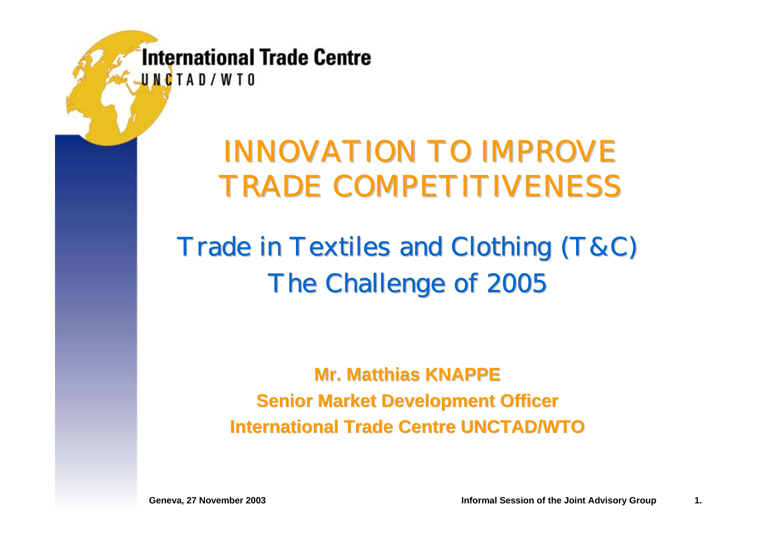International Trade Centre
UNCTAD/WTO

# INNOVATION TO IMPROVE TRADE COMPETITIVENESS

## Trade in Textiles and Clothing (T&C)
## The Challenge of 2005

**Mr. Matthias KNAPPE**
**Senior Market Development Officer**
**International Trade Centre UNCTAD/WTO**

**Geneva, 27 November 2003**

**Informal Session of the Joint Advisory Group**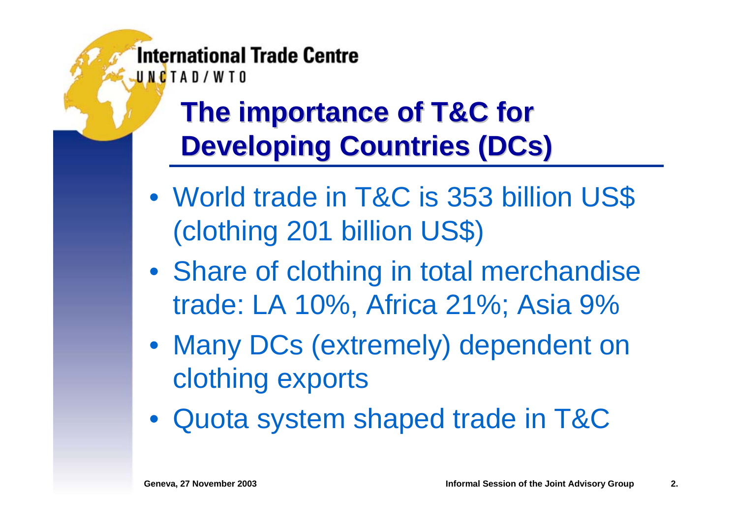# The importance of T&C for Developing Countries (DCs)

- World trade in T&C is 353 billion US$ (clothing 201 billion US$)
- Share of clothing in total merchandise trade: LA 10%, Africa 21%; Asia 9%
- Many DCs (extremely) dependent on clothing exports
- Quota system shaped trade in T&C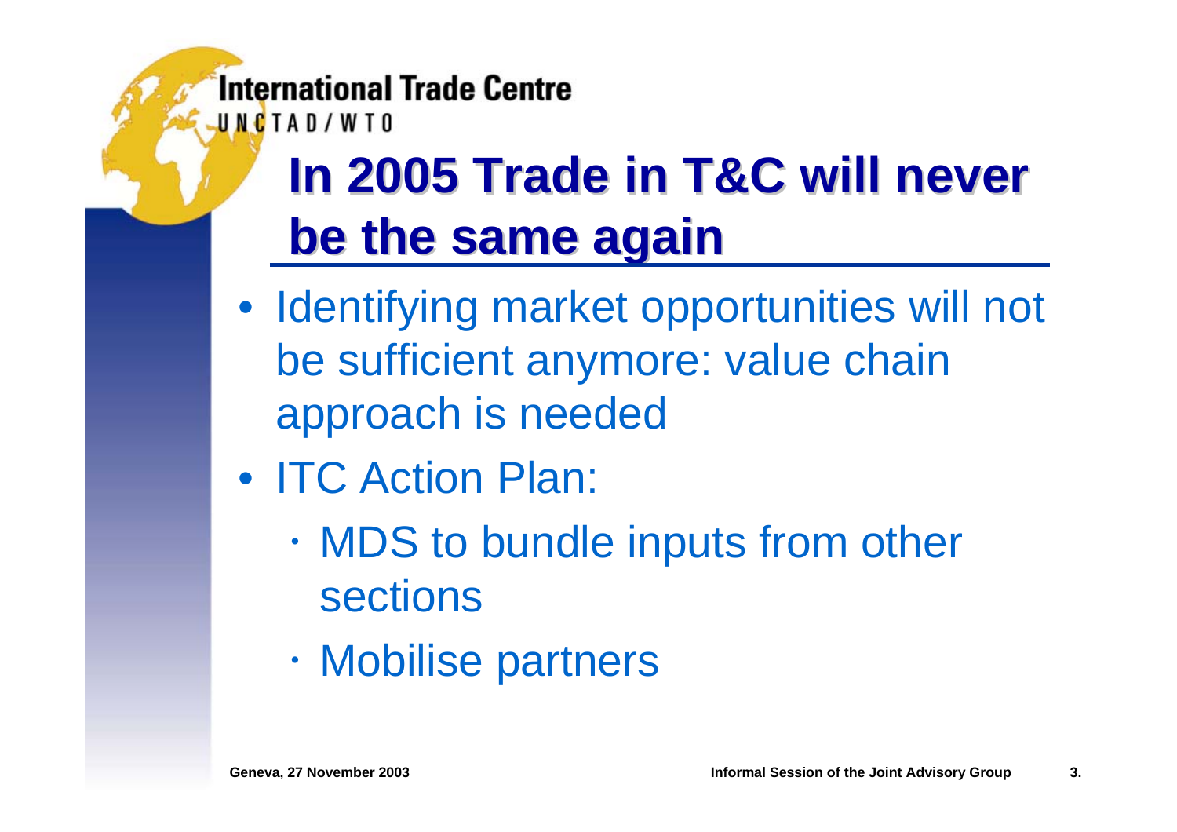# In 2005 Trade in T&C will never be the same again

- Identifying market opportunities will not be sufficient anymore: value chain approach is needed
- ITC Action Plan:
  - MDS to bundle inputs from other sections
  - Mobilise partners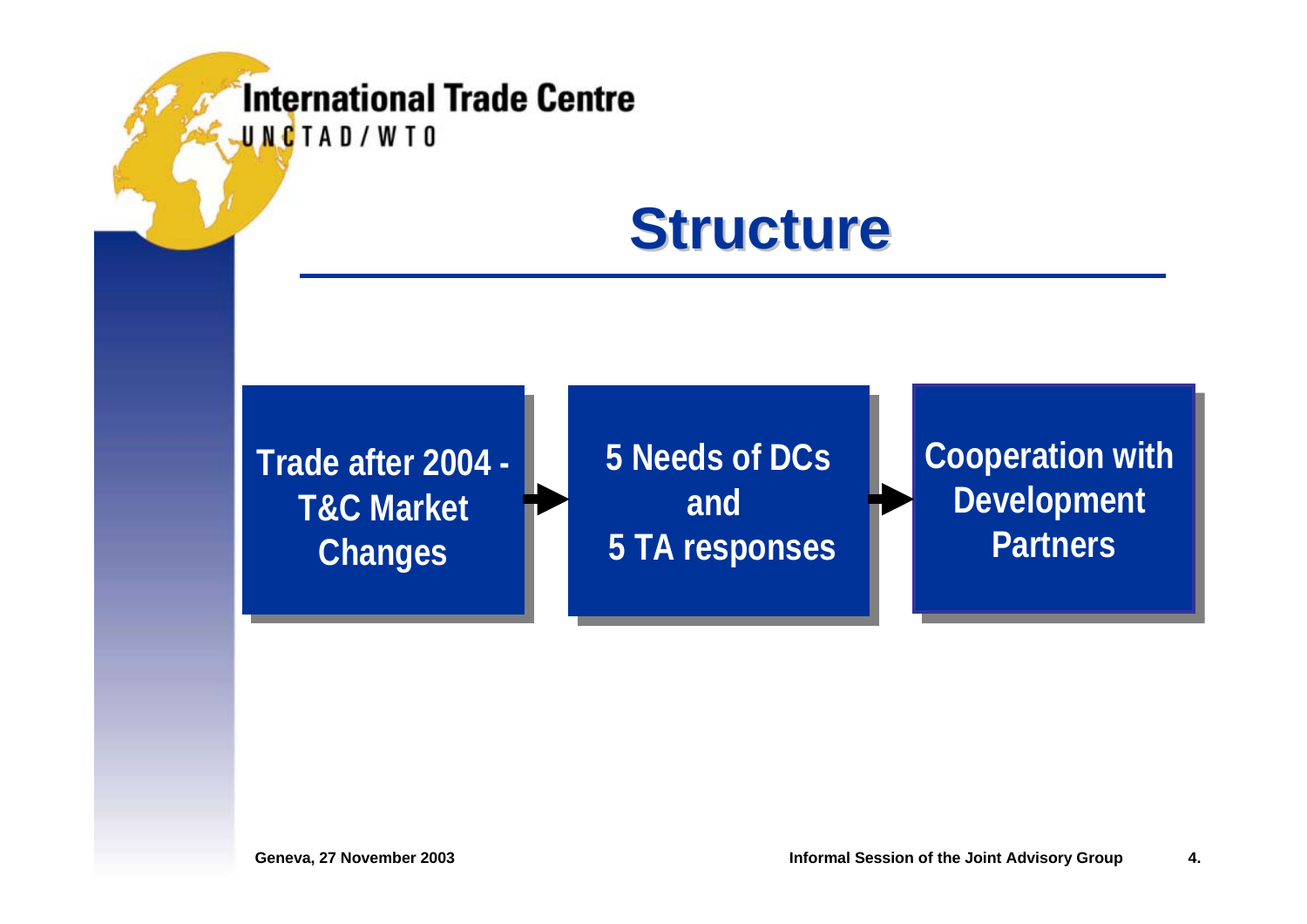# Structure

Trade after 2004 - T&C Market Changes → 5 Needs of DCs and 5 TA responses → Cooperation with Development Partners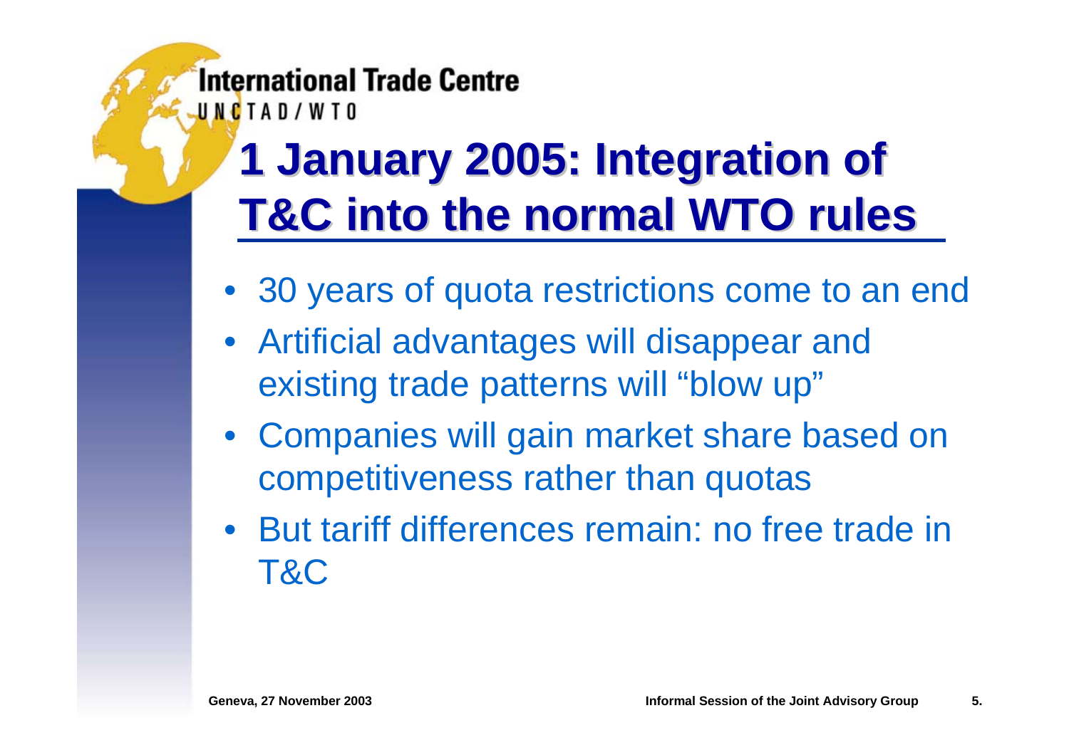# 1 January 2005: Integration of T&C into the normal WTO rules

- 30 years of quota restrictions come to an end
- Artificial advantages will disappear and existing trade patterns will "blow up"
- Companies will gain market share based on competitiveness rather than quotas
- But tariff differences remain: no free trade in T&C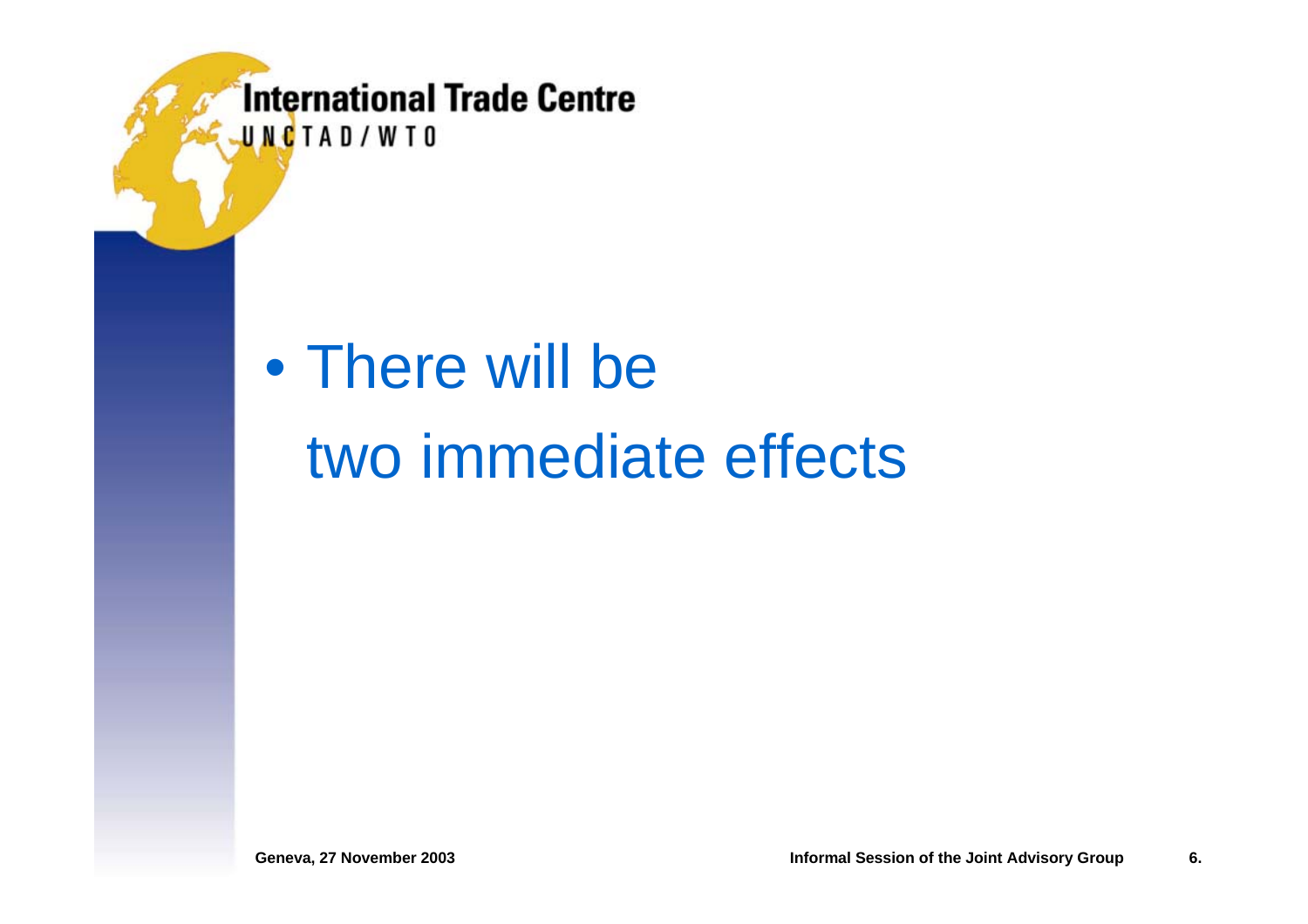- There will be two immediate effects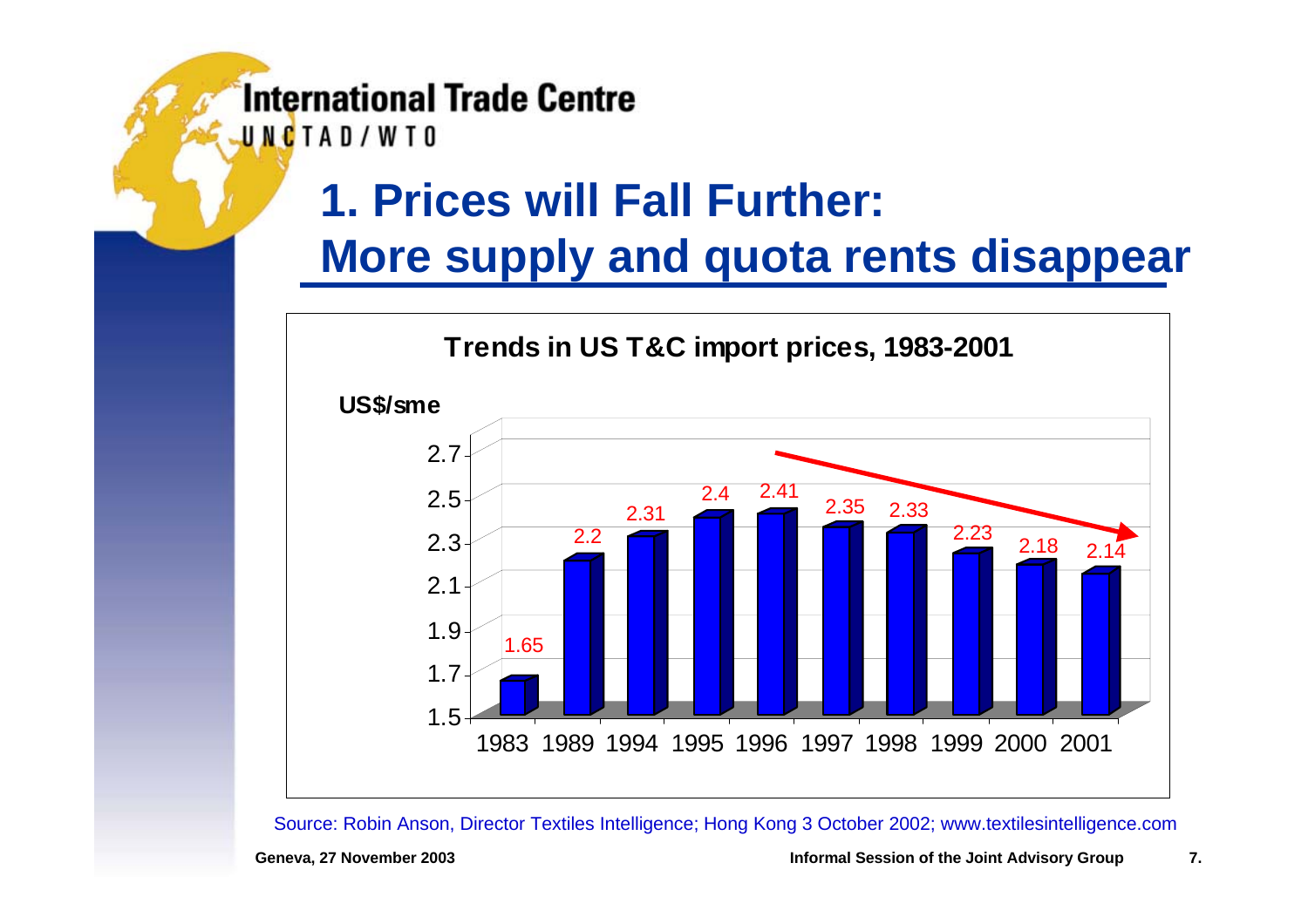# 1. Prices will Fall Further: More supply and quota rents disappear

**Trends in US T&C import prices, 1983-2001**

US$/sme

| Year | US$/sme |
| --- | --- |
| 1983 | 1.65 |
| 1989 | 2.2 |
| 1994 | 2.31 |
| 1995 | 2.4 |
| 1996 | 2.41 |
| 1997 | 2.35 |
| 1998 | 2.33 |
| 1999 | 2.23 |
| 2000 | 2.18 |
| 2001 | 2.14 |

Source: Robin Anson, Director Textiles Intelligence; Hong Kong 3 October 2002; www.textilesintelligence.com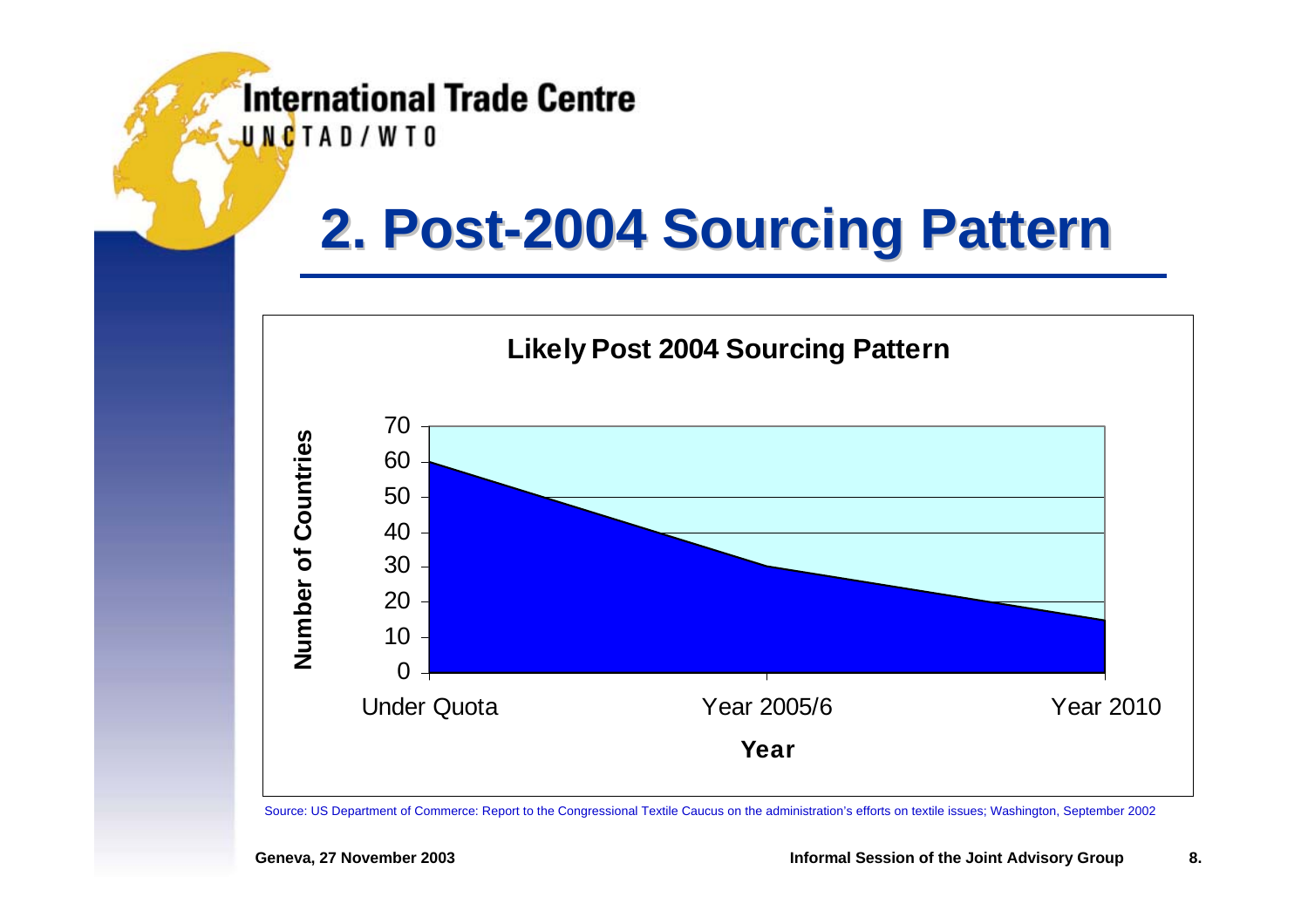# 2. Post-2004 Sourcing Pattern

**Likely Post 2004 Sourcing Pattern**

| Year | Number of Countries |
|---|---|
| Under Quota | 60 |
| Year 2005/6 | 30 |
| Year 2010 | 15 |

Source: US Department of Commerce: Report to the Congressional Textile Caucus on the administration's efforts on textile issues; Washington, September 2002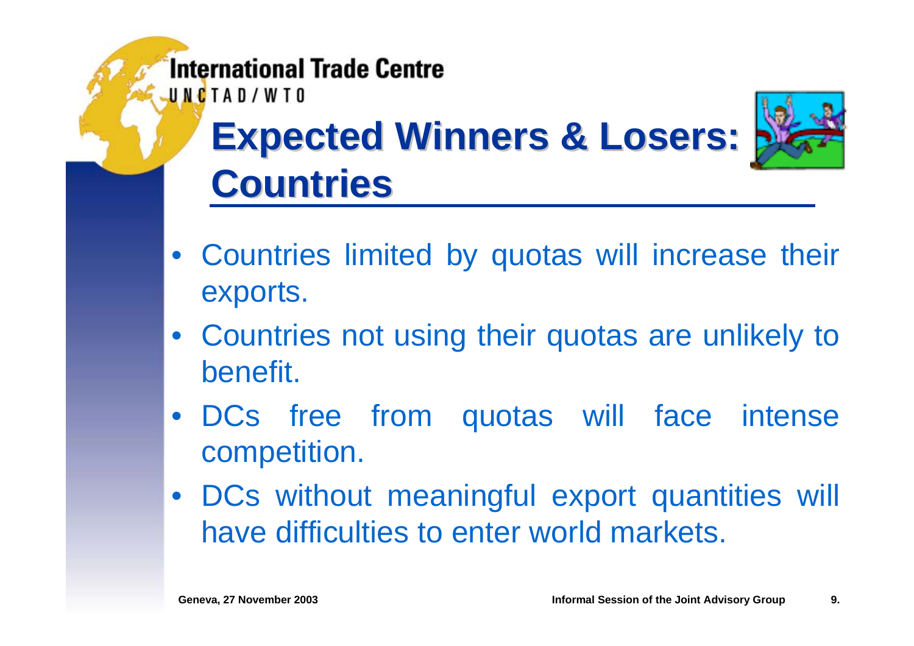# Expected Winners & Losers: Countries

- Countries limited by quotas will increase their exports.
- Countries not using their quotas are unlikely to benefit.
- DCs free from quotas will face intense competition.
- DCs without meaningful export quantities will have difficulties to enter world markets.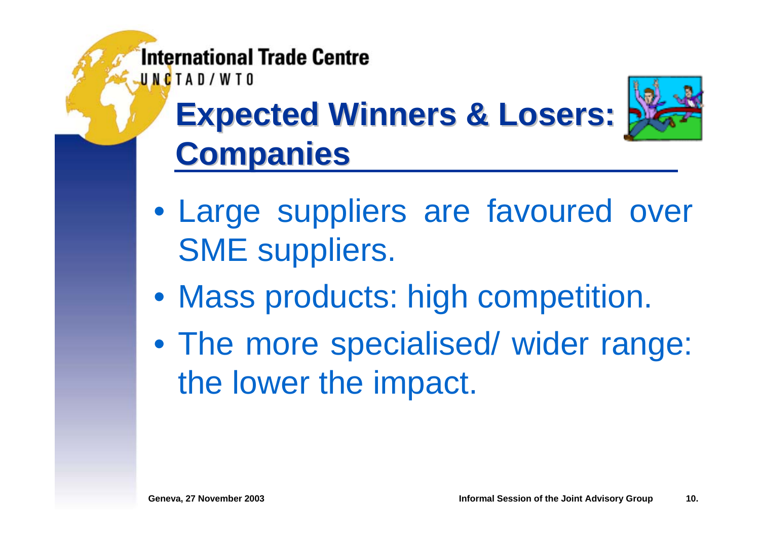# Expected Winners & Losers: Companies

- Large suppliers are favoured over SME suppliers.
- Mass products: high competition.
- The more specialised/ wider range: the lower the impact.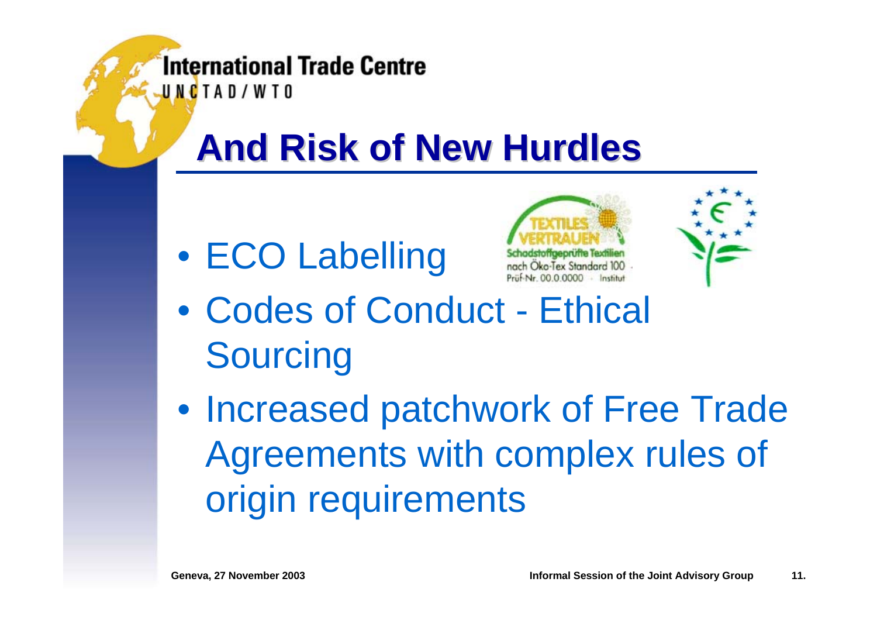# And Risk of New Hurdles

- ECO Labelling
- Codes of Conduct - Ethical Sourcing
- Increased patchwork of Free Trade Agreements with complex rules of origin requirements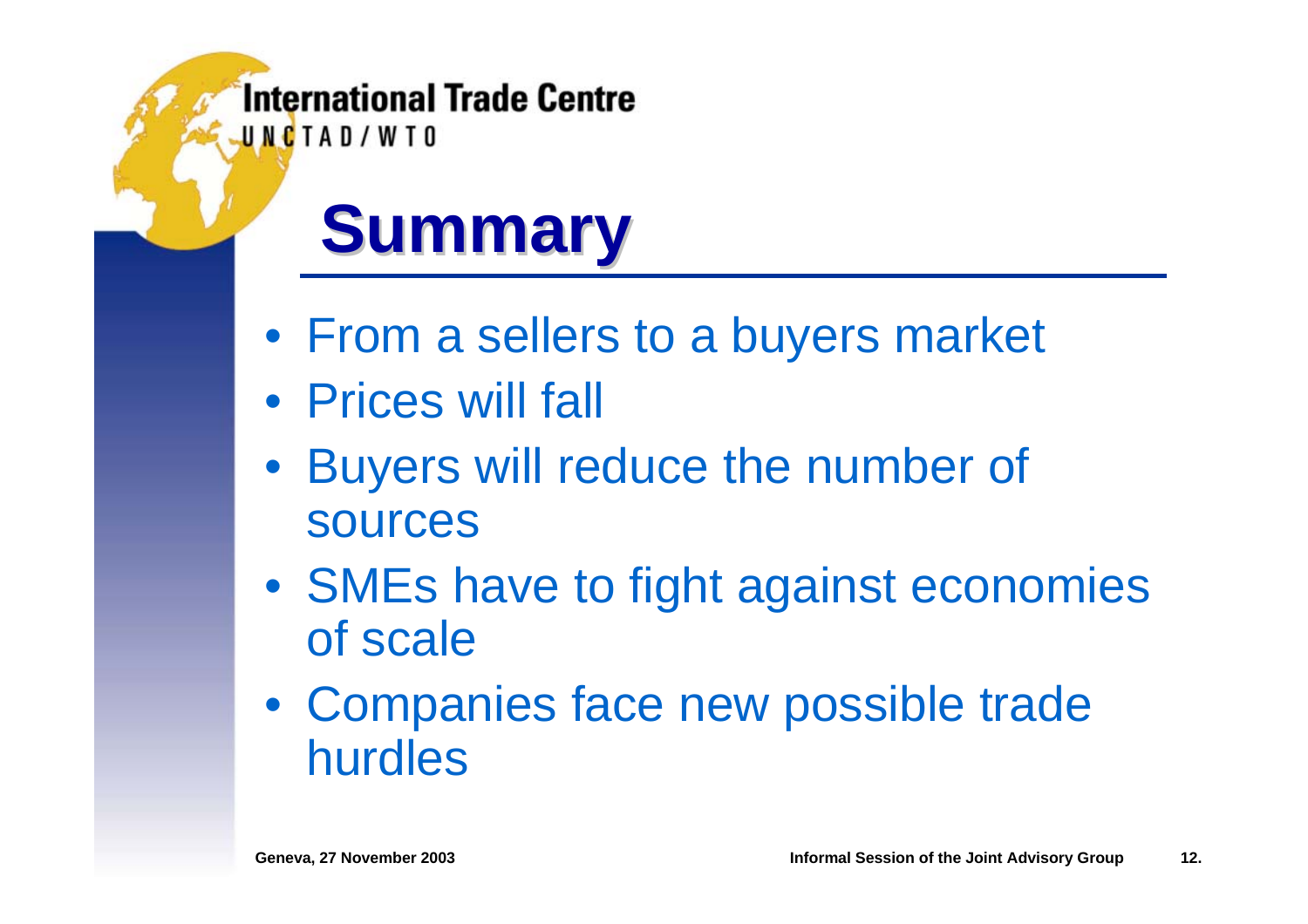# Summary

- From a sellers to a buyers market
- Prices will fall
- Buyers will reduce the number of sources
- SMEs have to fight against economies of scale
- Companies face new possible trade hurdles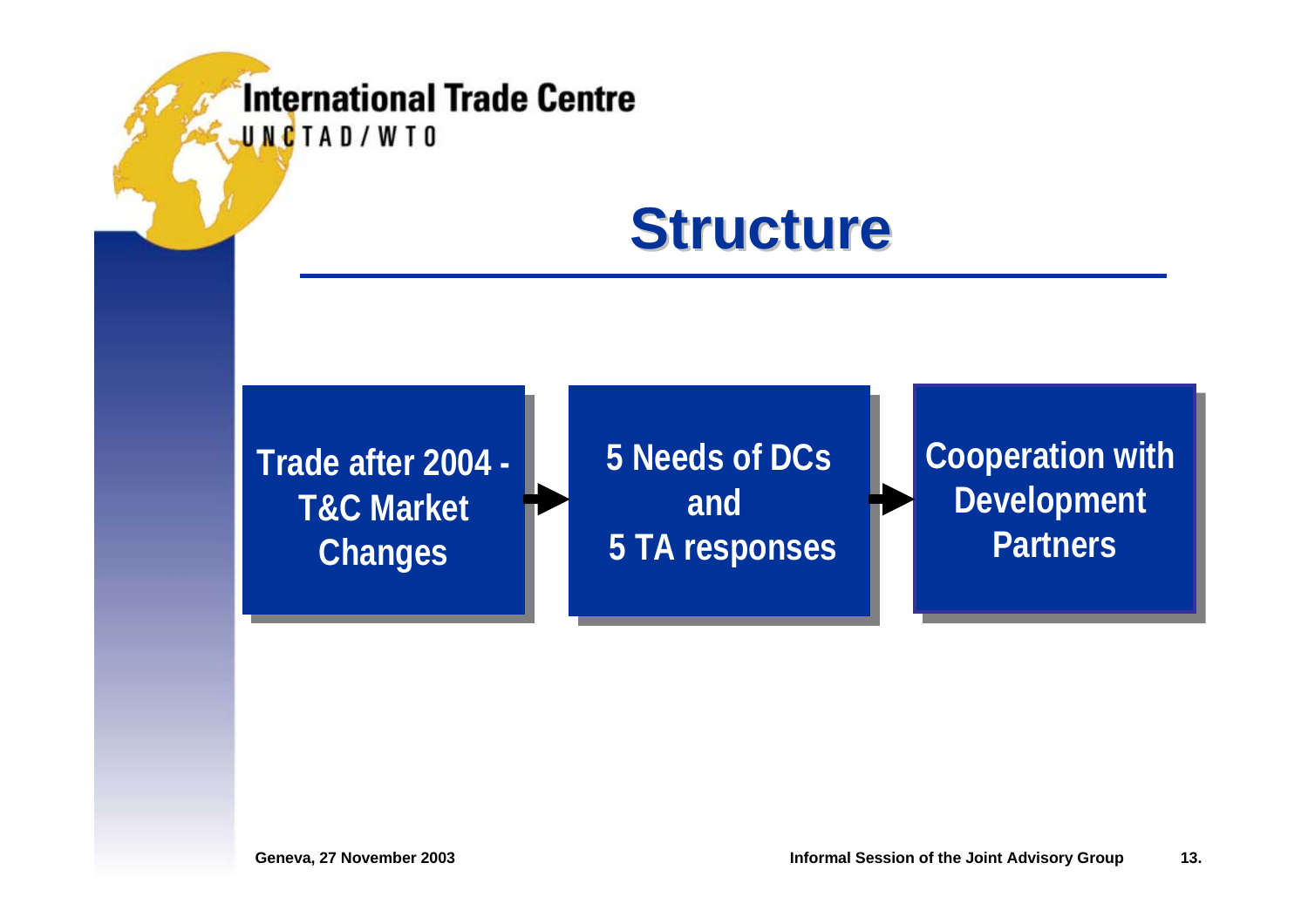# Structure

Trade after 2004 - T&C Market Changes → 5 Needs of DCs and 5 TA responses → Cooperation with Development Partners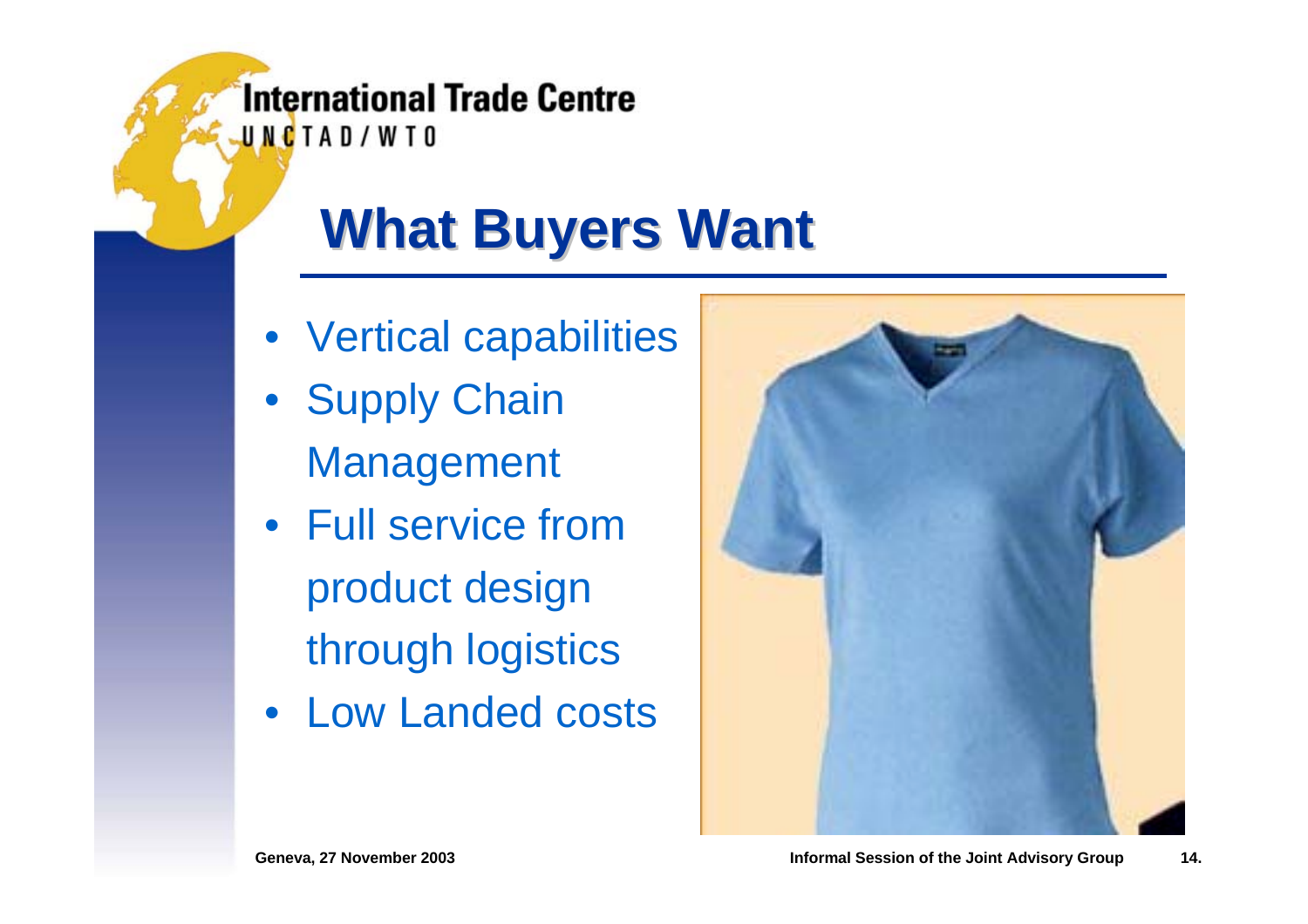# What Buyers Want

- Vertical capabilities
- Supply Chain Management
- Full service from product design through logistics
- Low Landed costs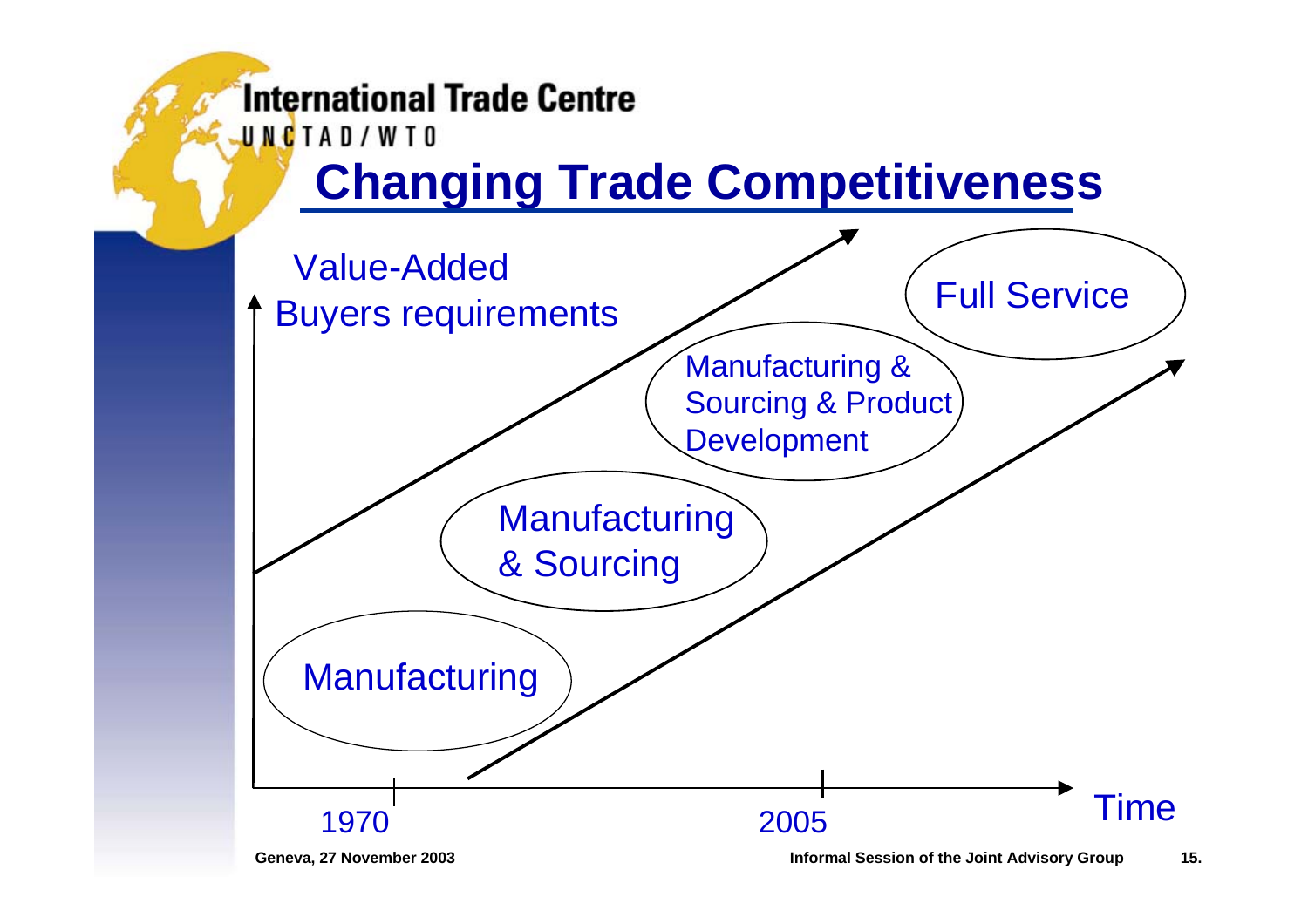# Changing Trade Competitiveness

Value-Added
Buyers requirements

- Manufacturing
- Manufacturing & Sourcing
- Manufacturing & Sourcing & Product Development
- Full Service

1970 — 2005 — Time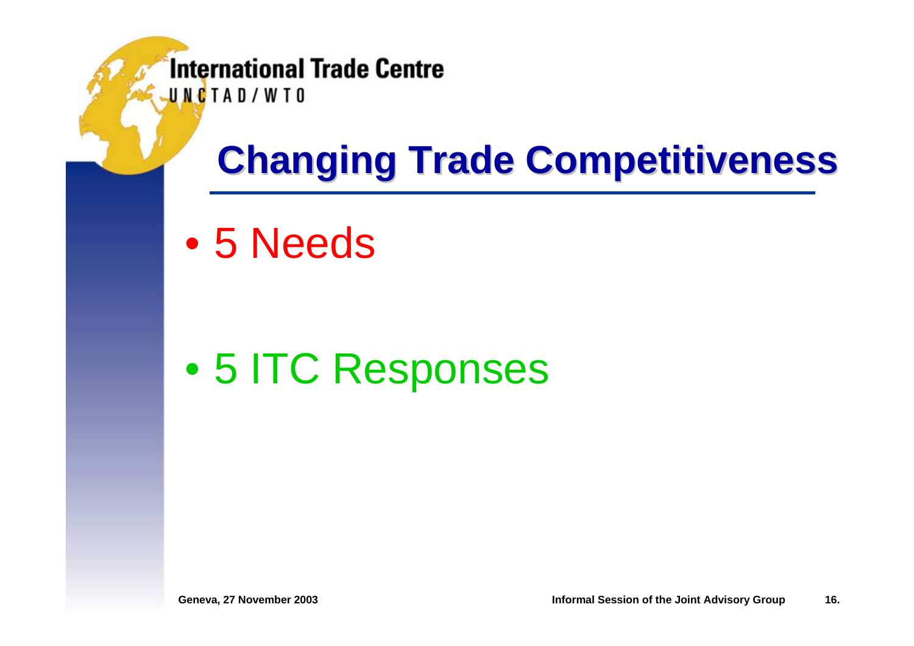# Changing Trade Competitiveness

- 5 Needs
- 5 ITC Responses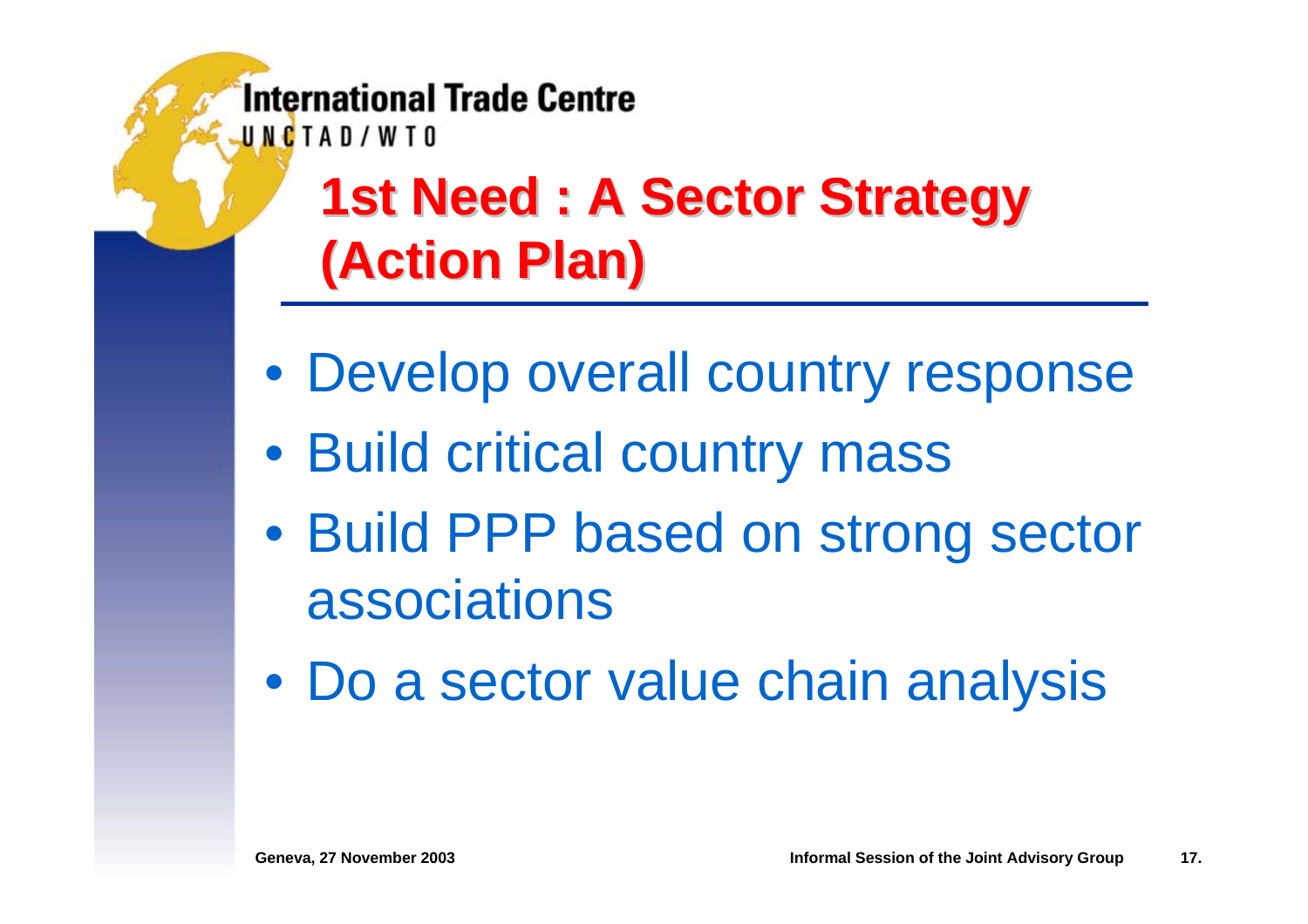# 1st Need : A Sector Strategy (Action Plan)

- Develop overall country response
- Build critical country mass
- Build PPP based on strong sector associations
- Do a sector value chain analysis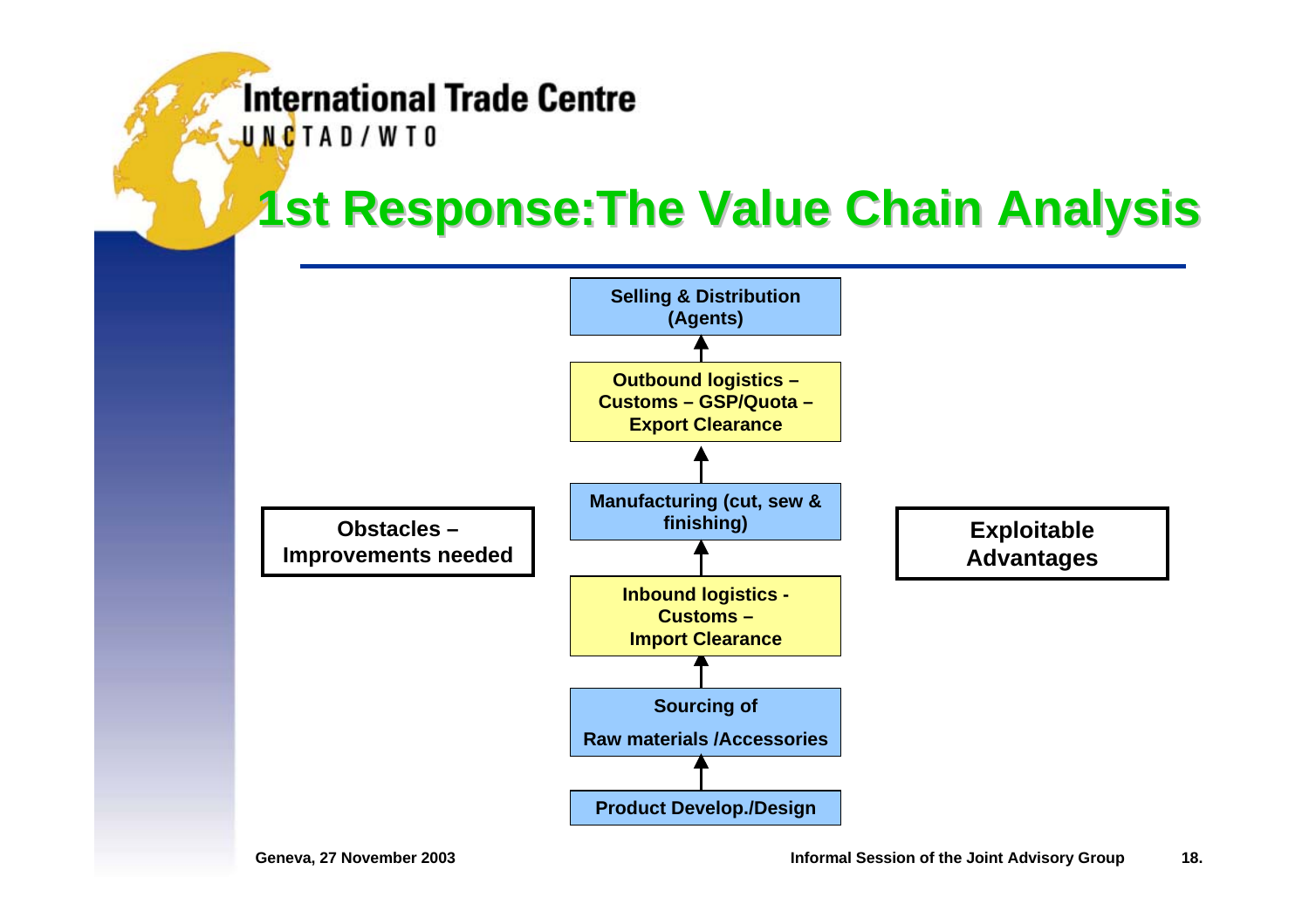# 1st Response:The Value Chain Analysis

**Obstacles – Improvements needed**

- **Selling & Distribution (Agents)**
- **Outbound logistics – Customs – GSP/Quota – Export Clearance**
- **Manufacturing (cut, sew & finishing)**
- **Inbound logistics - Customs – Import Clearance**
- **Sourcing of Raw materials /Accessories**
- **Product Develop./Design**

**Exploitable Advantages**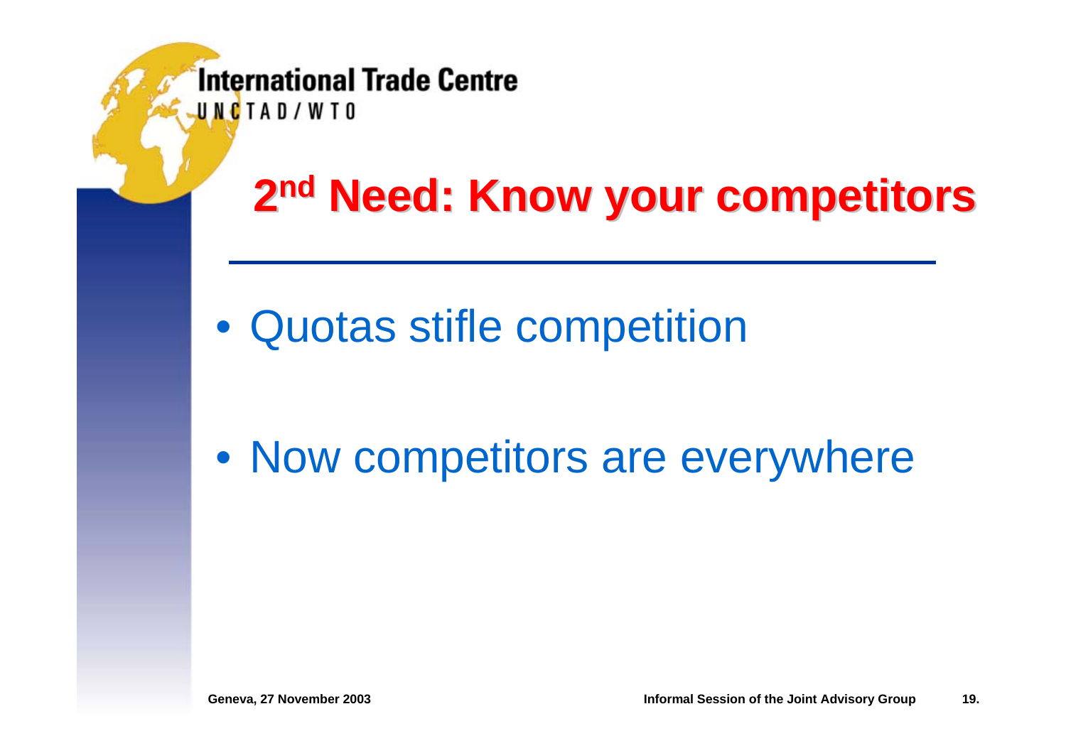## 2nd Need: Know your competitors

- Quotas stifle competition
- Now competitors are everywhere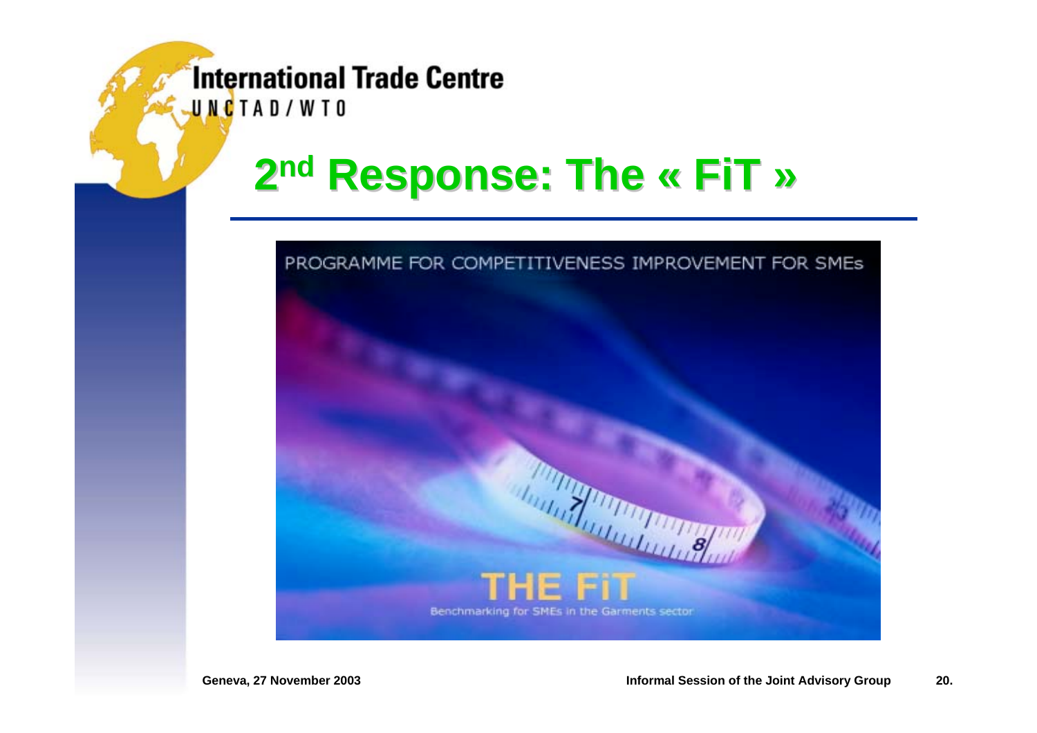# 2nd Response: The « FiT »

PROGRAMME FOR COMPETITIVENESS IMPROVEMENT FOR SMEs

THE FiT

Benchmarking for SMEs in the Garments sector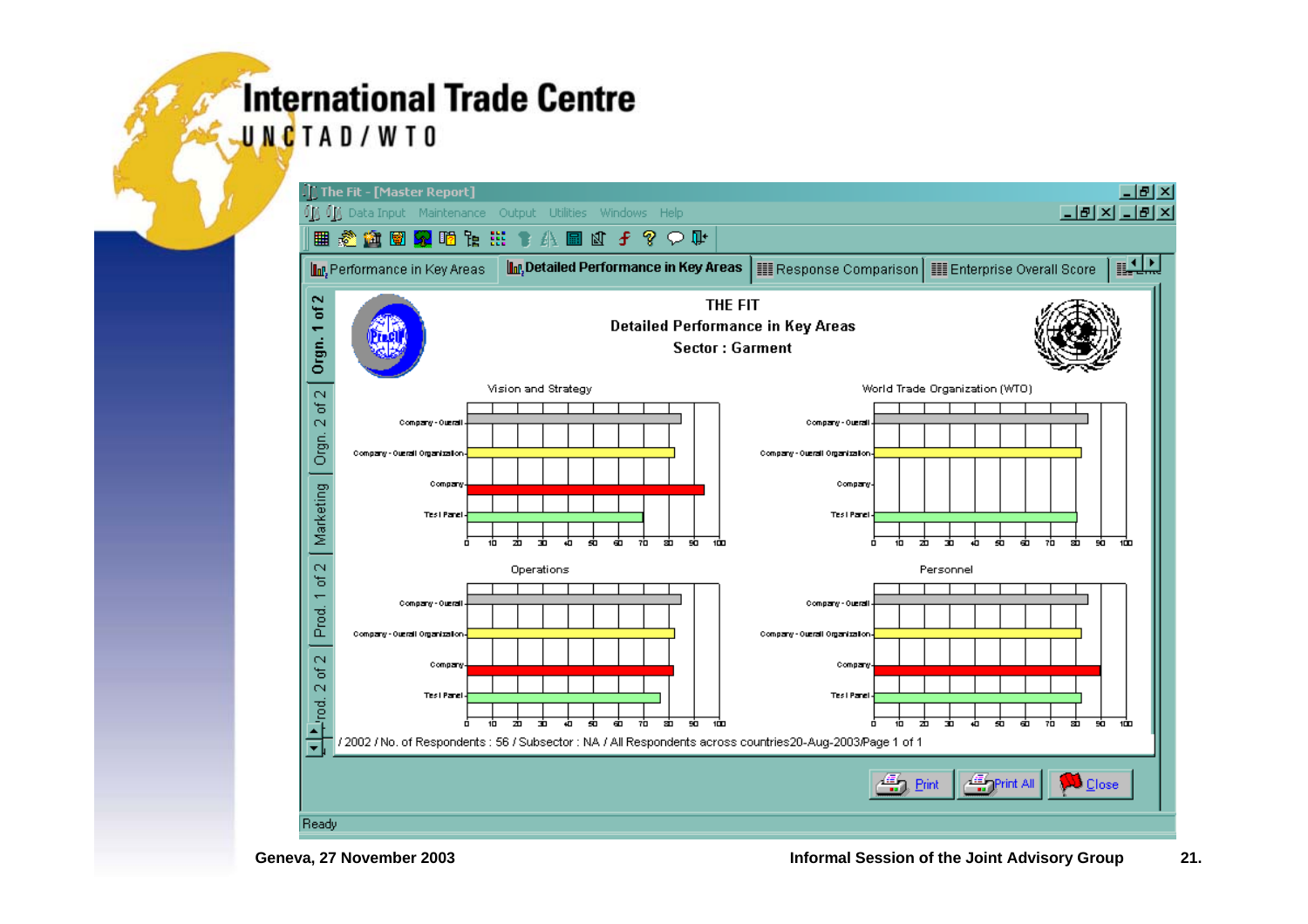# International Trade Centre

UNCTAD/WTO

The Fit - [Master Report]

Data Input | Maintenance | Output | Utilities | Windows | Help

Performance in Key Areas | **Detailed Performance in Key Areas** | Response Comparison | Enterprise Overall Score

## THE FIT

### Detailed Performance in Key Areas

### Sector : Garment

**Vision and Strategy**

- Company - Overall
- Company - Overall Organization
- Company
- Test Panel

**World Trade Organization (WTO)**

- Company - Overall
- Company - Overall Organization
- Company
- Test Panel

**Operations**

- Company - Overall
- Company - Overall Organization
- Company
- Test Panel

**Personnel**

- Company - Overall
- Company - Overall Organization
- Company
- Test Panel

/ 2002 / No. of Respondents : 56 / Subsector : NA / All Respondents across countries20-Aug-2003Page 1 of 1

Orgn. 1 of 2 | Orgn. 2 of 2 | Marketing | Prod. 1 of 2 | Prod. 2 of 2

Print | Print All | Close

Ready

Geneva, 27 November 2003

Informal Session of the Joint Advisory Group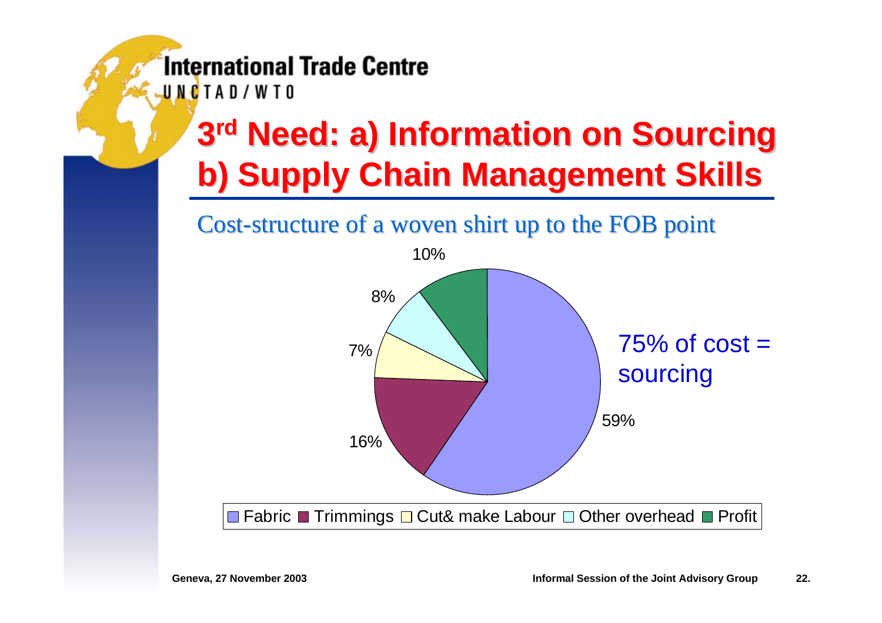# 3rd Need: a) Information on Sourcing b) Supply Chain Management Skills

Cost-structure of a woven shirt up to the FOB point

| Component | Share |
| --- | --- |
| Fabric | 59% |
| Trimmings | 16% |
| Cut& make Labour | 7% |
| Other overhead | 8% |
| Profit | 10% |

75% of cost = sourcing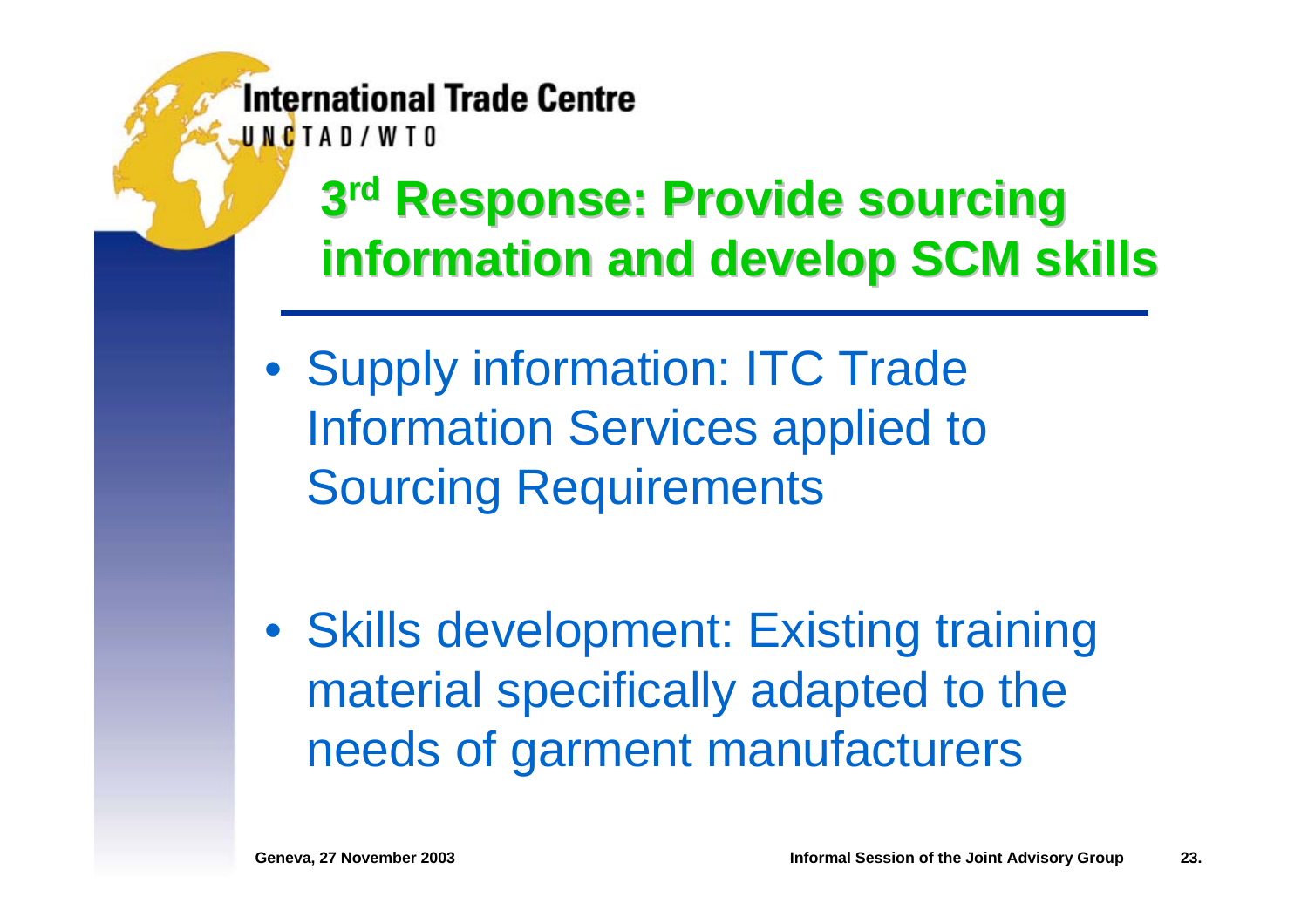# 3rd Response: Provide sourcing information and develop SCM skills

- Supply information: ITC Trade Information Services applied to Sourcing Requirements
- Skills development: Existing training material specifically adapted to the needs of garment manufacturers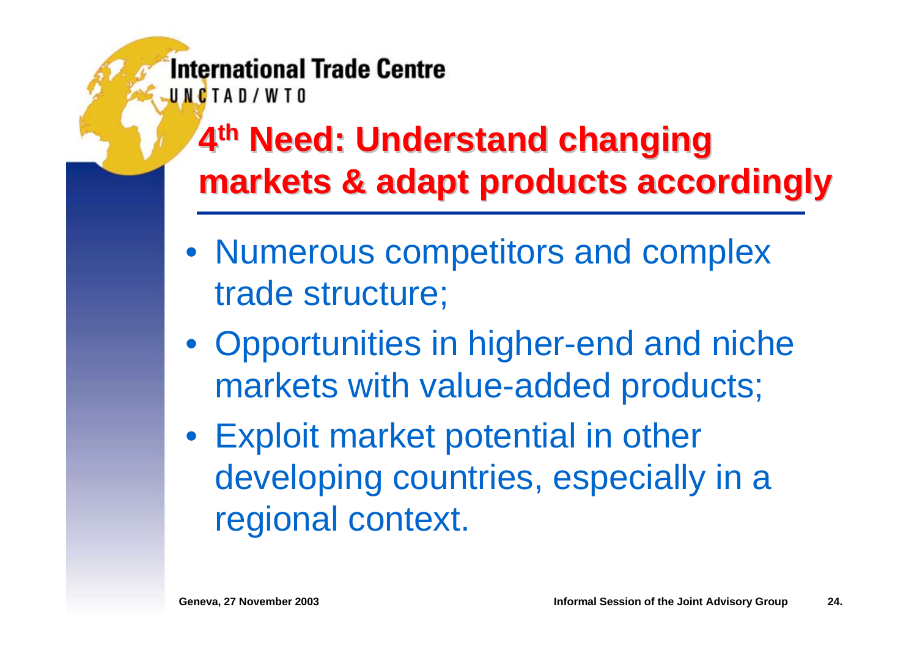# 4th Need: Understand changing markets & adapt products accordingly

- Numerous competitors and complex trade structure;
- Opportunities in higher-end and niche markets with value-added products;
- Exploit market potential in other developing countries, especially in a regional context.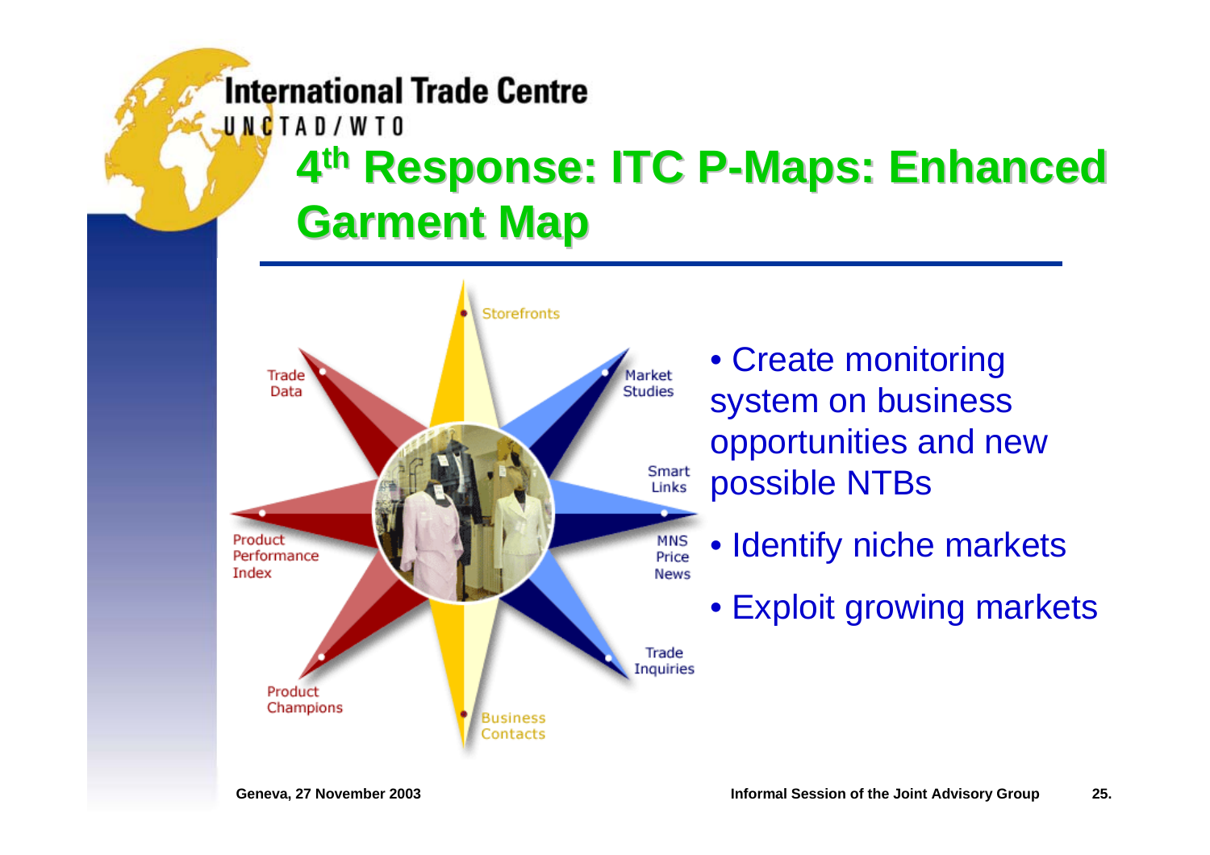# 4th Response: ITC P-Maps: Enhanced Garment Map

Storefronts

Market Studies

Smart Links

MNS Price News

Trade Inquiries

Business Contacts

Product Champions

Product Performance Index

Trade Data

- Create monitoring system on business opportunities and new possible NTBs
- Identify niche markets
- Exploit growing markets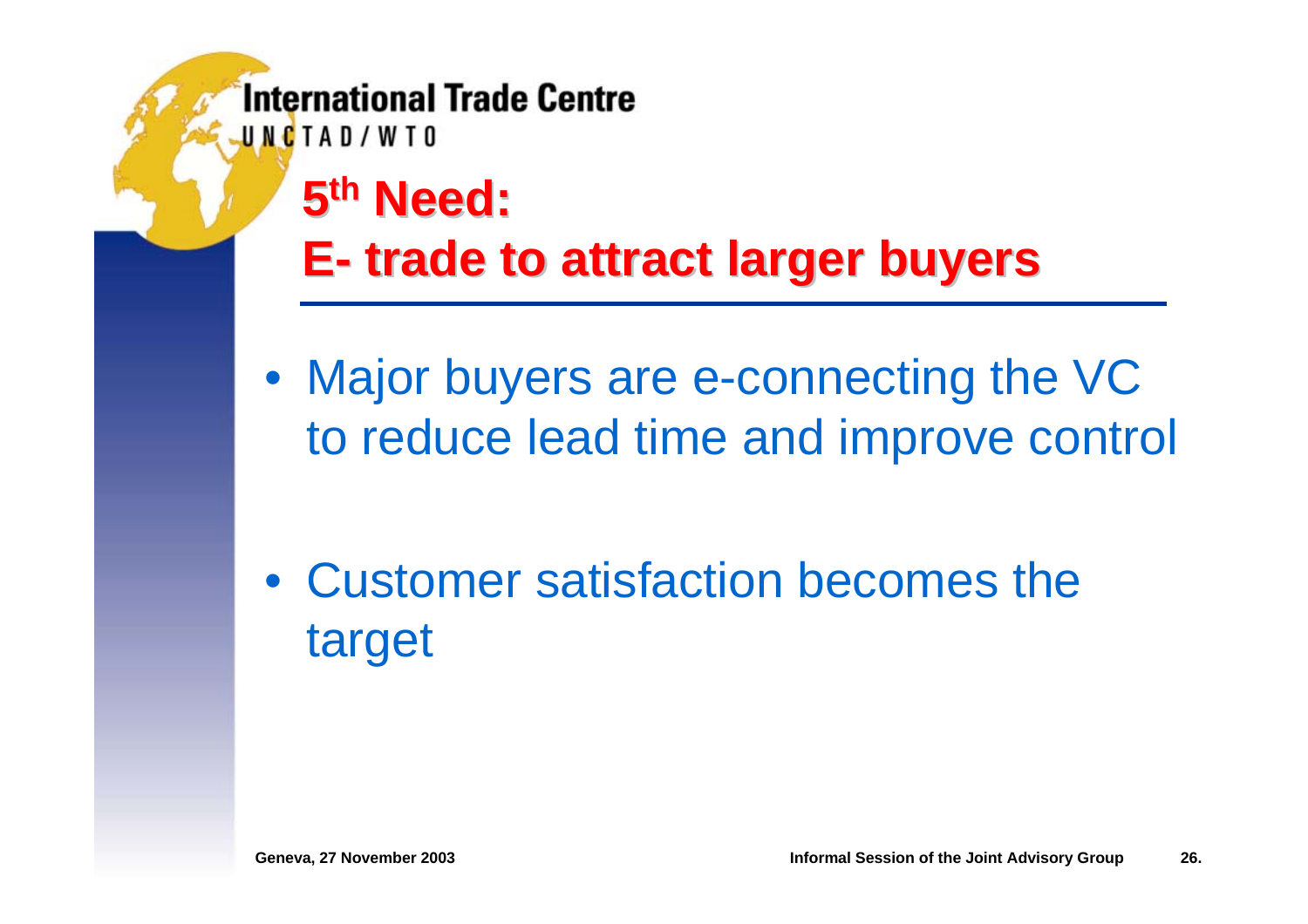# 5th Need: E- trade to attract larger buyers

- Major buyers are e-connecting the VC to reduce lead time and improve control
- Customer satisfaction becomes the target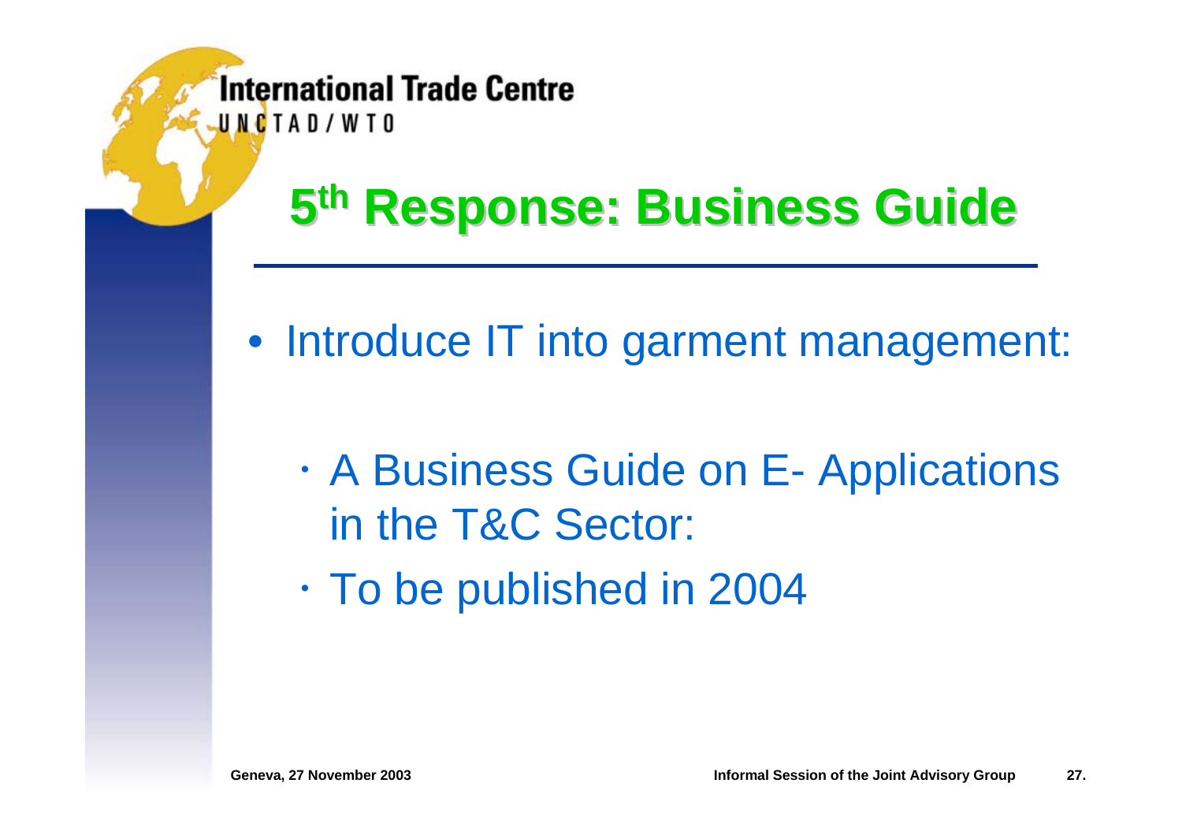# 5th Response: Business Guide

- Introduce IT into garment management:
  - A Business Guide on E- Applications in the T&C Sector:
  - To be published in 2004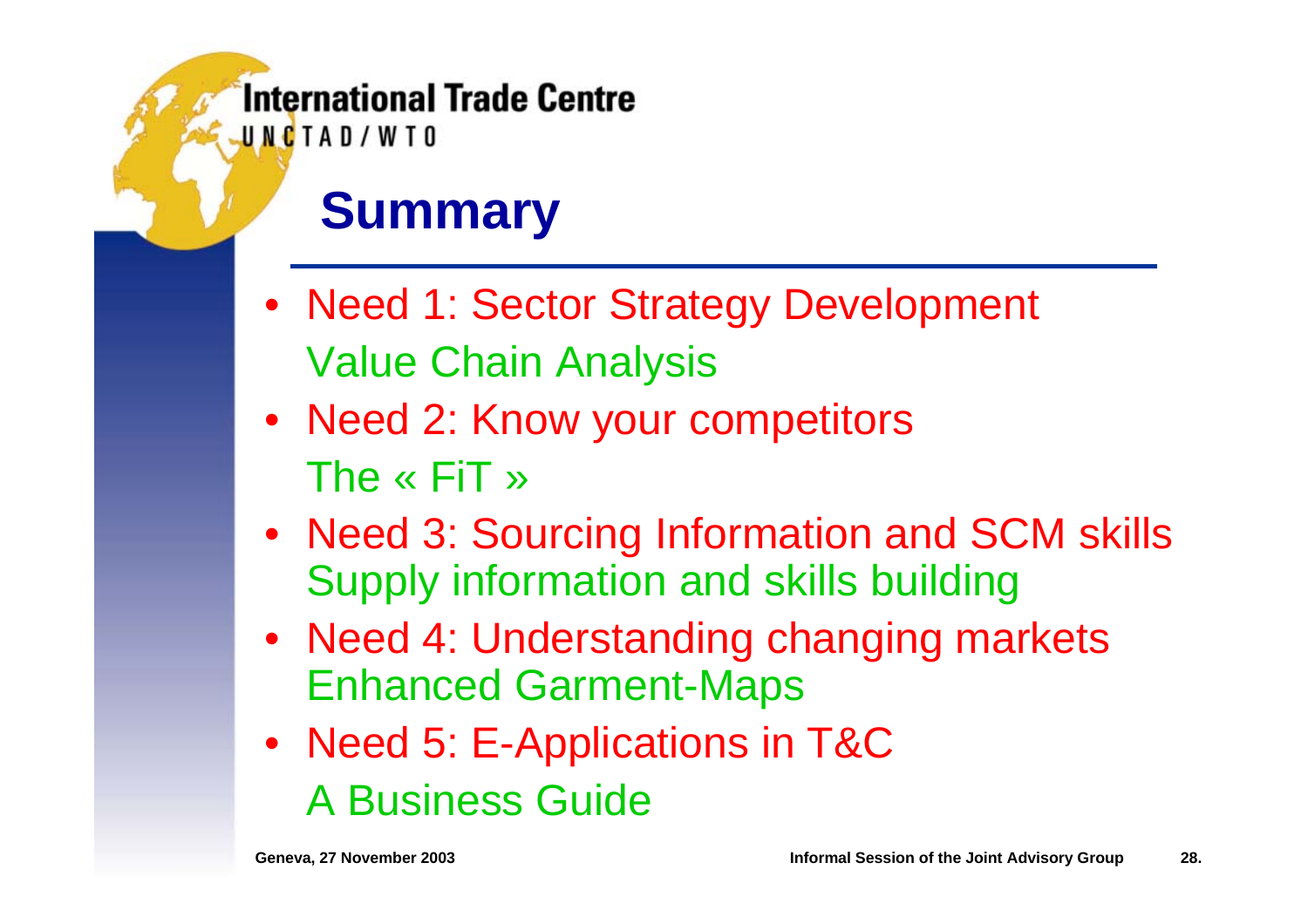# Summary

- Need 1: Sector Strategy Development
  Value Chain Analysis
- Need 2: Know your competitors
  The « FiT »
- Need 3: Sourcing Information and SCM skills
  Supply information and skills building
- Need 4: Understanding changing markets
  Enhanced Garment-Maps
- Need 5: E-Applications in T&C
  A Business Guide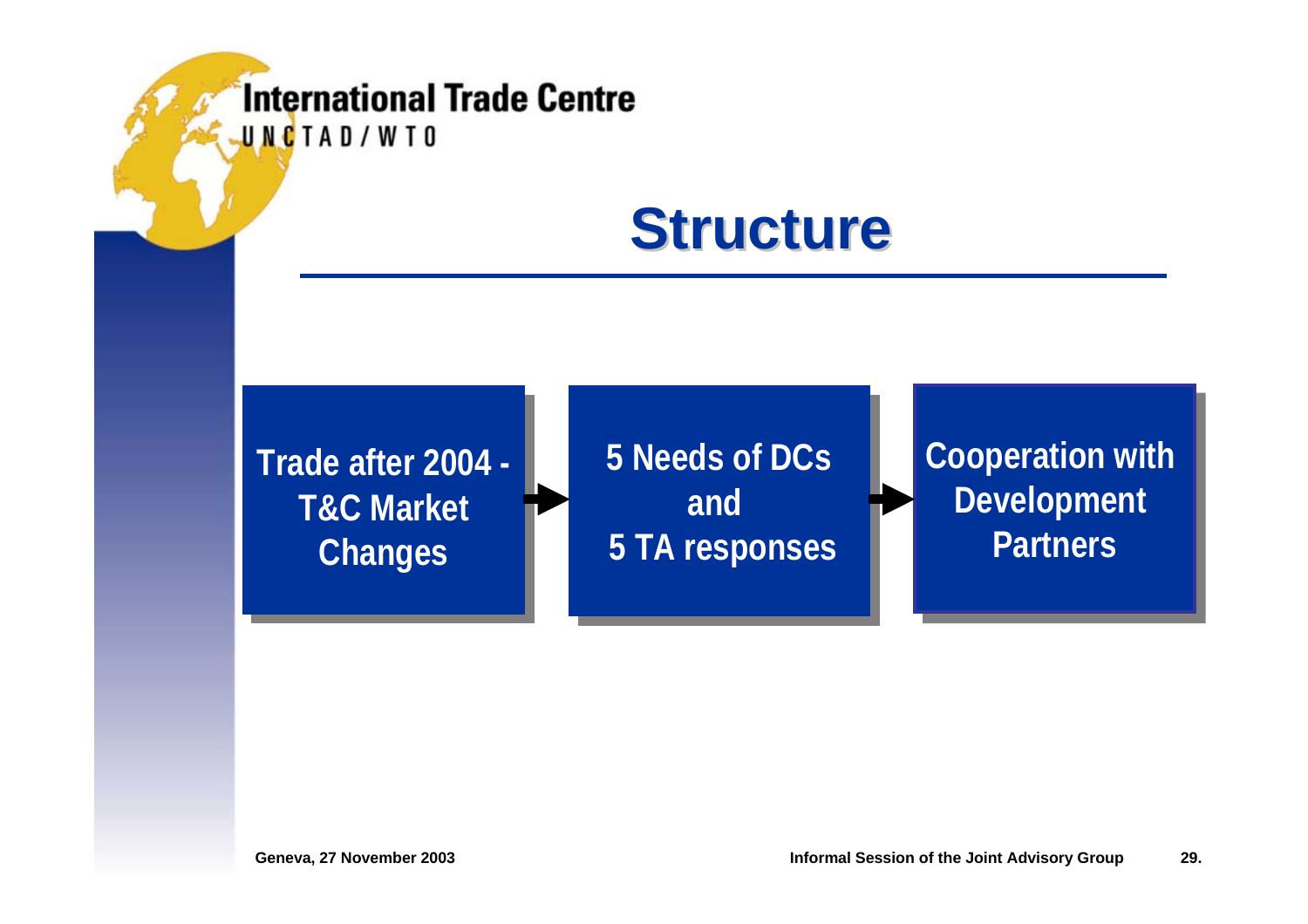# Structure

**Trade after 2004 - T&C Market Changes** → **5 Needs of DCs and 5 TA responses** → **Cooperation with Development Partners**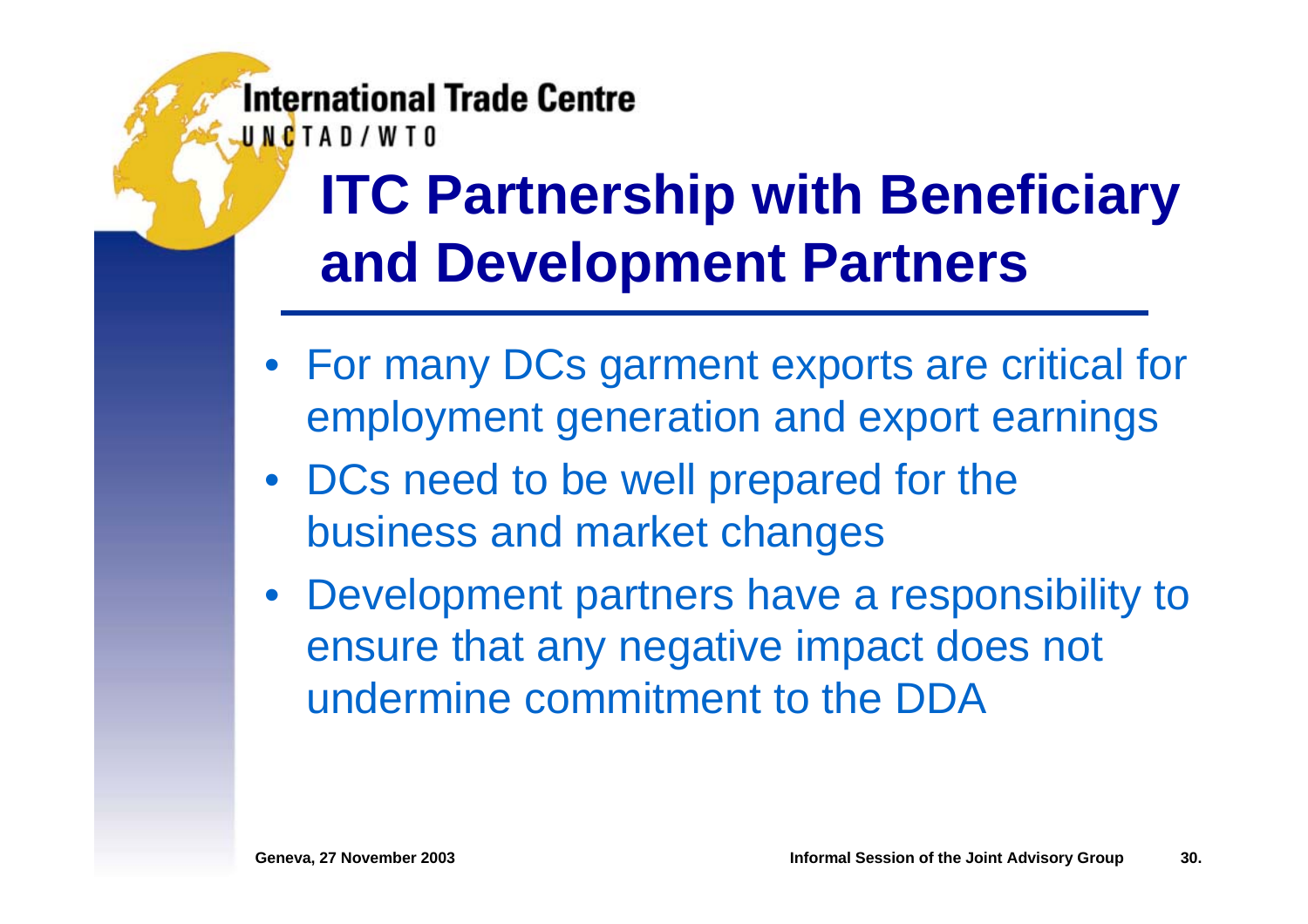# ITC Partnership with Beneficiary and Development Partners

- For many DCs garment exports are critical for employment generation and export earnings
- DCs need to be well prepared for the business and market changes
- Development partners have a responsibility to ensure that any negative impact does not undermine commitment to the DDA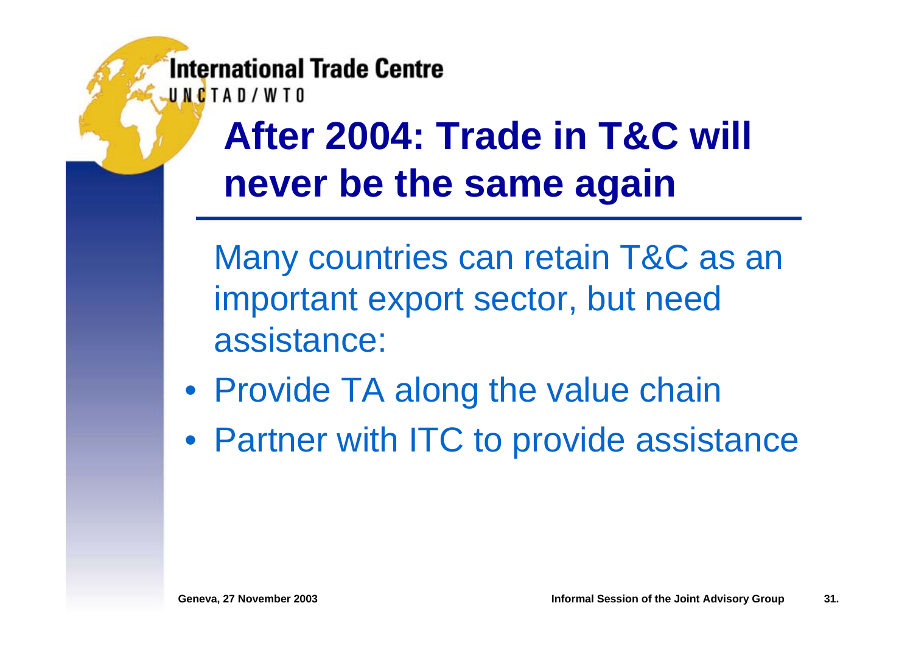# After 2004: Trade in T&C will never be the same again

Many countries can retain T&C as an important export sector, but need assistance:

- Provide TA along the value chain
- Partner with ITC to provide assistance